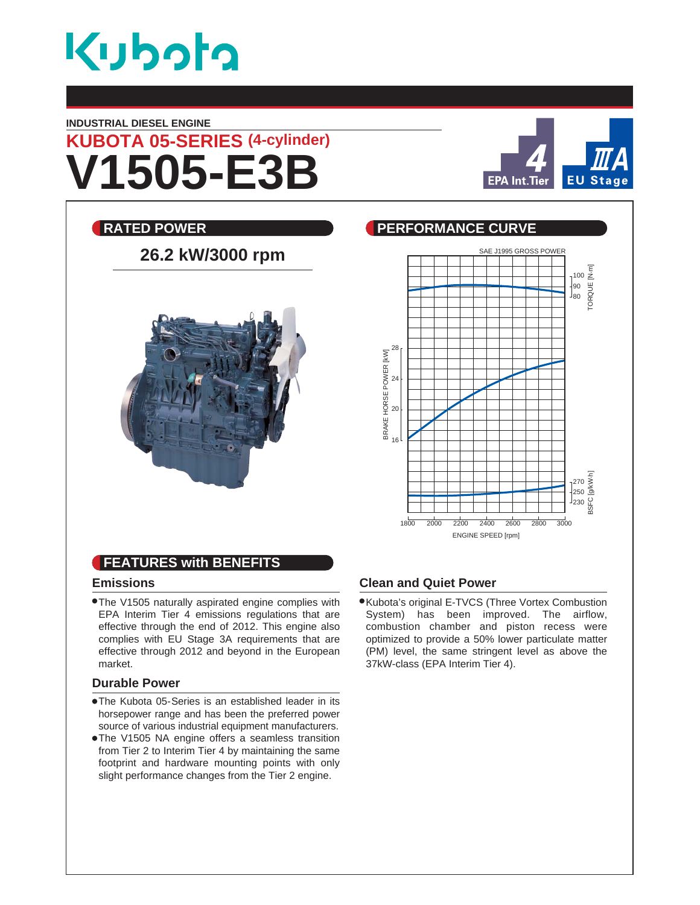INDUSTRIAL DIESEL ENGINE

## KUBOTA 05-SERIES (4-cylinder)

# V1505-E3B

EPA Int.Tier 4 | EU Stage IIIA

## RATED POWER

**26.2 kW/3000 rpm**

## PERFORMANCE CURVE

SAE J1995 GROSS POWER

## FEATURES with BENEFITS

### Emissions

- The V1505 naturally aspirated engine complies with EPA Interim Tier 4 emissions regulations that are effective through the end of 2012. This engine also complies with EU Stage 3A requirements that are effective through 2012 and beyond in the European market.

### Durable Power

- The Kubota 05-Series is an established leader in its horsepower range and has been the preferred power source of various industrial equipment manufacturers.
- The V1505 NA engine offers a seamless transition from Tier 2 to Interim Tier 4 by maintaining the same footprint and hardware mounting points with only slight performance changes from the Tier 2 engine.

### Clean and Quiet Power

- Kubota's original E-TVCS (Three Vortex Combustion System) has been improved. The airflow, combustion chamber and piston recess were optimized to provide a 50% lower particulate matter (PM) level, the same stringent level as above the 37kW-class (EPA Interim Tier 4).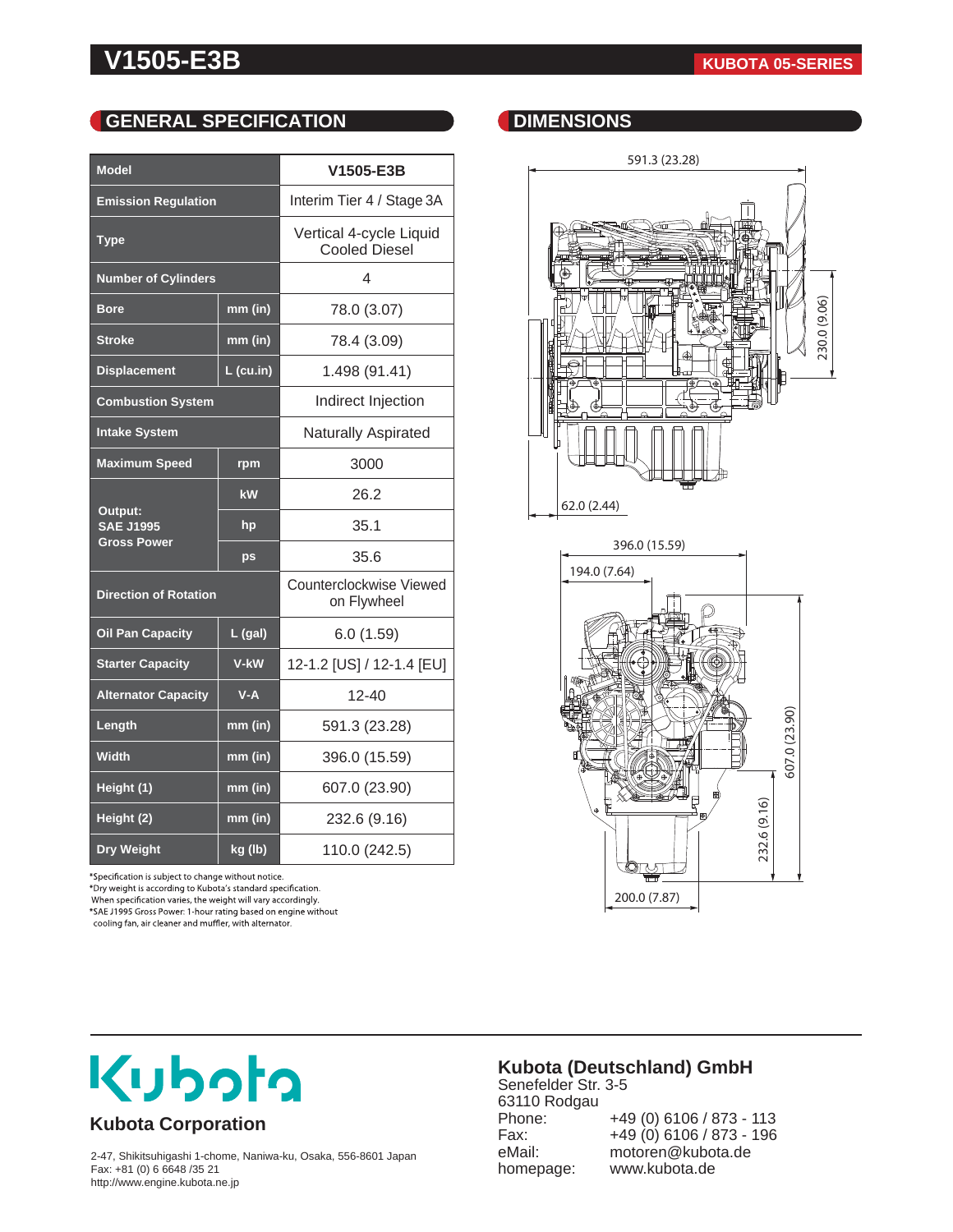# V1505-E3B

KUBOTA 05-SERIES

## GENERAL SPECIFICATION

| Model | | V1505-E3B |
|---|---|---|
| Emission Regulation | | Interim Tier 4 / Stage 3A |
| Type | | Vertical 4-cycle Liquid Cooled Diesel |
| Number of Cylinders | | 4 |
| Bore | mm (in) | 78.0 (3.07) |
| Stroke | mm (in) | 78.4 (3.09) |
| Displacement | L (cu.in) | 1.498 (91.41) |
| Combustion System | | Indirect Injection |
| Intake System | | Naturally Aspirated |
| Maximum Speed | rpm | 3000 |
| Output: SAE J1995 Gross Power | kW | 26.2 |
| | hp | 35.1 |
| | ps | 35.6 |
| Direction of Rotation | | Counterclockwise Viewed on Flywheel |
| Oil Pan Capacity | L (gal) | 6.0 (1.59) |
| Starter Capacity | V-kW | 12-1.2 [US] / 12-1.4 [EU] |
| Alternator Capacity | V-A | 12-40 |
| Length | mm (in) | 591.3 (23.28) |
| Width | mm (in) | 396.0 (15.59) |
| Height (1) | mm (in) | 607.0 (23.90) |
| Height (2) | mm (in) | 232.6 (9.16) |
| Dry Weight | kg (lb) | 110.0 (242.5) |

*Specification is subject to change without notice.
*Dry weight is according to Kubota's standard specification.
When specification varies, the weight will vary accordingly.
*SAE J1995 Gross Power: 1-hour rating based on engine without cooling fan, air cleaner and muffler, with alternator.

## DIMENSIONS

591.3 (23.28)
230.0 (9.06)
62.0 (2.44)

396.0 (15.59)
194.0 (7.64)
607.0 (23.90)
232.6 (9.16)
200.0 (7.87)

---

Kubota

**Kubota Corporation**

2-47, Shikitsuhigashi 1-chome, Naniwa-ku, Osaka, 556-8601 Japan
Fax: +81 (0) 6 6648 /35 21
http://www.engine.kubota.ne.jp

**Kubota (Deutschland) GmbH**
Senefelder Str. 3-5
63110 Rodgau

| | |
|---|---|
| Phone: | +49 (0) 6106 / 873 - 113 |
| Fax: | +49 (0) 6106 / 873 - 196 |
| eMail: | motoren@kubota.de |
| homepage: | www.kubota.de |